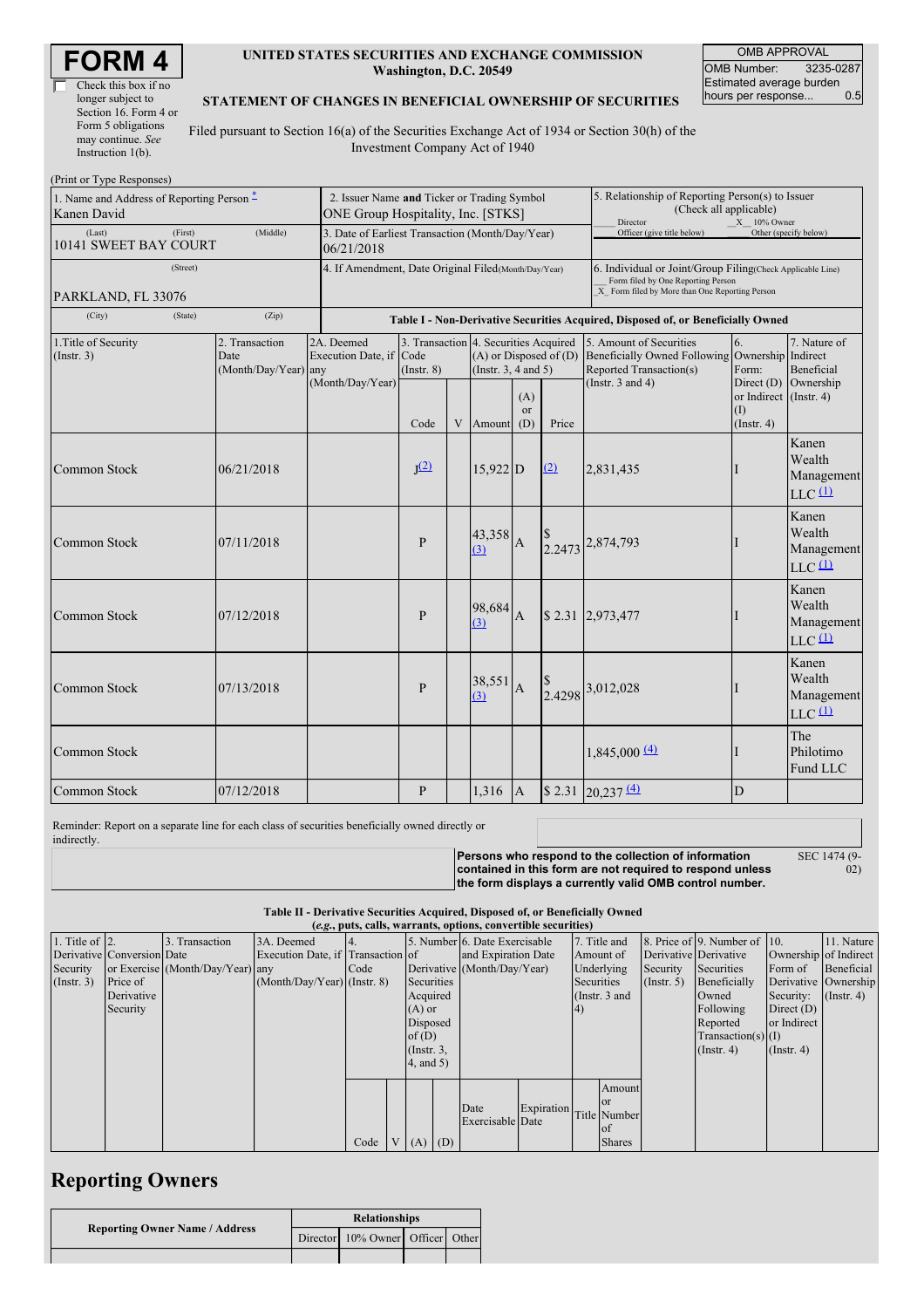# FORM 4

☐ Check this box if no longer subject to Section 16. Form 4 or Form 5 obligations may continue. *See* Instruction 1(b).

**UNITED STATES SECURITIES AND EXCHANGE COMMISSION**
**Washington, D.C. 20549**

**STATEMENT OF CHANGES IN BENEFICIAL OWNERSHIP OF SECURITIES**

Filed pursuant to Section 16(a) of the Securities Exchange Act of 1934 or Section 30(h) of the Investment Company Act of 1940

| OMB APPROVAL | |
|---|---|
| OMB Number: | 3235-0287 |
| Estimated average burden hours per response... | 0.5 |

(Print or Type Responses)

| 1. Name and Address of Reporting Person * | 2. Issuer Name and Ticker or Trading Symbol | 5. Relationship of Reporting Person(s) to Issuer (Check all applicable) |
|---|---|---|
| Kanen David | ONE Group Hospitality, Inc. [STKS] | ___ Director  _X_ 10% Owner  ___ Officer (give title below)  ___ Other (specify below) |
| (Last) (First) (Middle) 10141 SWEET BAY COURT | 3. Date of Earliest Transaction (Month/Day/Year) 06/21/2018 | |
| (Street) PARKLAND, FL 33076 | 4. If Amendment, Date Original Filed (Month/Day/Year) | 6. Individual or Joint/Group Filing (Check Applicable Line) ___ Form filed by One Reporting Person _X_ Form filed by More than One Reporting Person |
| (City) (State) (Zip) | | |

**Table I - Non-Derivative Securities Acquired, Disposed of, or Beneficially Owned**

| 1.Title of Security (Instr. 3) | 2. Transaction Date (Month/Day/Year) | 2A. Deemed Execution Date, if any (Month/Day/Year) | 3. Transaction Code (Instr. 8) | | 4. Securities Acquired (A) or Disposed of (D) (Instr. 3, 4 and 5) | | | 5. Amount of Securities Beneficially Owned Following Reported Transaction(s) (Instr. 3 and 4) | 6. Ownership Form: Direct (D) or Indirect (I) (Instr. 4) | 7. Nature of Indirect Beneficial Ownership (Instr. 4) |
|---|---|---|---|---|---|---|---|---|---|---|
| | | | Code | V | Amount | (A) or (D) | Price | | | |
| Common Stock | 06/21/2018 | | J (2) | | 15,922 | D | (2) | 2,831,435 | I | Kanen Wealth Management LLC (1) |
| Common Stock | 07/11/2018 | | P | | 43,358 (3) | A | $ 2.2473 | 2,874,793 | I | Kanen Wealth Management LLC (1) |
| Common Stock | 07/12/2018 | | P | | 98,684 (3) | A | $ 2.31 | 2,973,477 | I | Kanen Wealth Management LLC (1) |
| Common Stock | 07/13/2018 | | P | | 38,551 (3) | A | $ 2.4298 | 3,012,028 | I | Kanen Wealth Management LLC (1) |
| Common Stock | | | | | | | | 1,845,000 (4) | I | The Philotimo Fund LLC |
| Common Stock | 07/12/2018 | | P | | 1,316 | A | $ 2.31 | 20,237 (4) | D | |

Reminder: Report on a separate line for each class of securities beneficially owned directly or indirectly.

**Persons who respond to the collection of information contained in this form are not required to respond unless the form displays a currently valid OMB control number.** SEC 1474 (9-02)

**Table II - Derivative Securities Acquired, Disposed of, or Beneficially Owned**
*(e.g., puts, calls, warrants, options, convertible securities)*

| 1. Title of Derivative Security (Instr. 3) | 2. Conversion or Exercise Price of Derivative Security | 3. Transaction Date (Month/Day/Year) | 3A. Deemed Execution Date, if any (Month/Day/Year) | 4. Transaction Code (Instr. 8) | | 5. Number of Derivative Securities Acquired (A) or Disposed of (D) (Instr. 3, 4, and 5) | | 6. Date Exercisable and Expiration Date (Month/Day/Year) | | 7. Title and Amount of Underlying Securities (Instr. 3 and 4) | | 8. Price of Derivative Security (Instr. 5) | 9. Number of Derivative Securities Beneficially Owned Following Reported Transaction(s) (Instr. 4) | 10. Ownership Form of Derivative Security: Direct (D) or Indirect (I) (Instr. 4) | 11. Nature of Indirect Beneficial Ownership (Instr. 4) |
|---|---|---|---|---|---|---|---|---|---|---|---|---|---|---|---|
| | | | | Code | V | (A) | (D) | Date Exercisable | Expiration Date | Title | Amount or Number of Shares | | | | |

## Reporting Owners

| Reporting Owner Name / Address | Relationships | | | |
|---|---|---|---|---|
| | Director | 10% Owner | Officer | Other |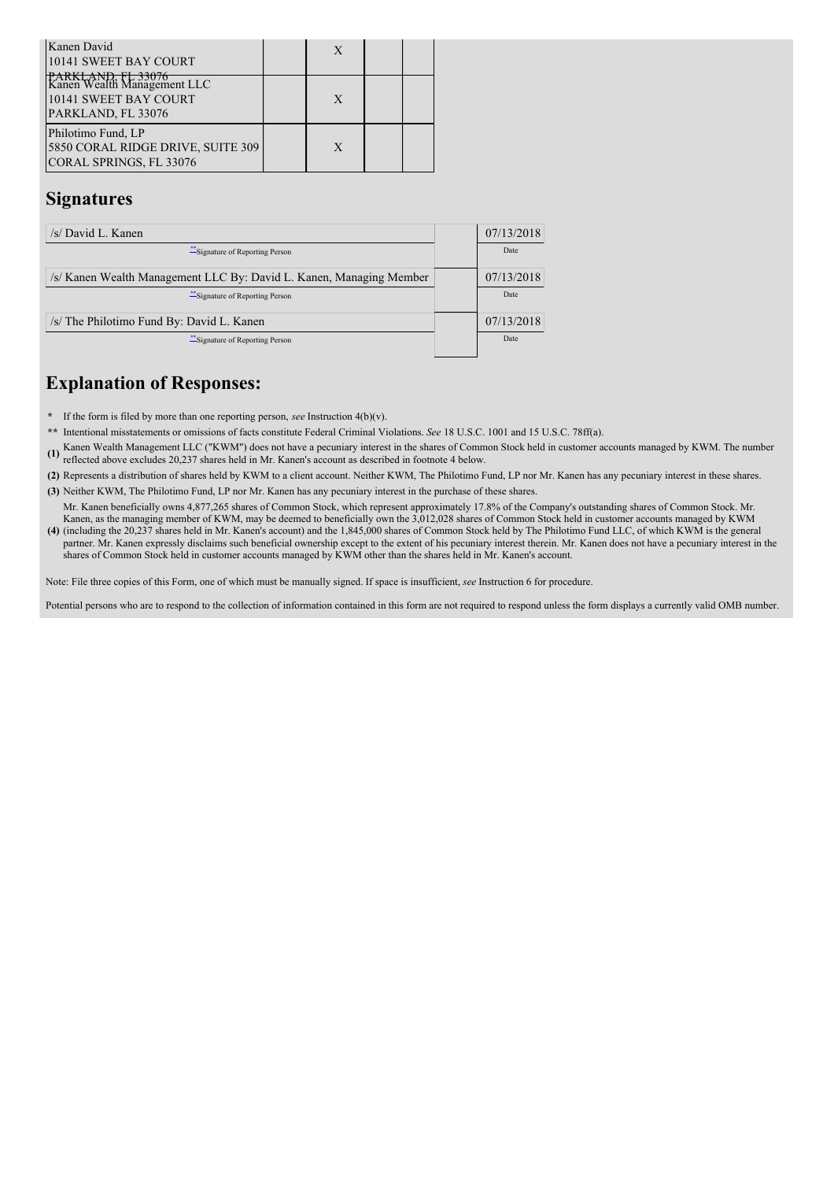| | | | | |
|---|---|---|---|---|
| Kanen David<br>10141 SWEET BAY COURT<br>PARKLAND, FL 33076 | | X | | |
| Kanen Wealth Management LLC<br>10141 SWEET BAY COURT<br>PARKLAND, FL 33076 | | X | | |
| Philotimo Fund, LP<br>5850 CORAL RIDGE DRIVE, SUITE 309<br>CORAL SPRINGS, FL 33076 | | X | | |

## Signatures

| | | |
|---|---|---|
| /s/ David L. Kanen | | 07/13/2018 |
| ** Signature of Reporting Person | | Date |
| /s/ Kanen Wealth Management LLC By: David L. Kanen, Managing Member | | 07/13/2018 |
| ** Signature of Reporting Person | | Date |
| /s/ The Philotimo Fund By: David L. Kanen | | 07/13/2018 |
| ** Signature of Reporting Person | | Date |

## Explanation of Responses:

\* If the form is filed by more than one reporting person, *see* Instruction 4(b)(v).

** Intentional misstatements or omissions of facts constitute Federal Criminal Violations. *See* 18 U.S.C. 1001 and 15 U.S.C. 78ff(a).

**(1)** Kanen Wealth Management LLC ("KWM") does not have a pecuniary interest in the shares of Common Stock held in customer accounts managed by KWM. The number reflected above excludes 20,237 shares held in Mr. Kanen's account as described in footnote 4 below.

**(2)** Represents a distribution of shares held by KWM to a client account. Neither KWM, The Philotimo Fund, LP nor Mr. Kanen has any pecuniary interest in these shares.

**(3)** Neither KWM, The Philotimo Fund, LP nor Mr. Kanen has any pecuniary interest in the purchase of these shares.

**(4)** Mr. Kanen beneficially owns 4,877,265 shares of Common Stock, which represent approximately 17.8% of the Company's outstanding shares of Common Stock. Mr. Kanen, as the managing member of KWM, may be deemed to beneficially own the 3,012,028 shares of Common Stock held in customer accounts managed by KWM (including the 20,237 shares held in Mr. Kanen's account) and the 1,845,000 shares of Common Stock held by The Philotimo Fund LLC, of which KWM is the general partner. Mr. Kanen expressly disclaims such beneficial ownership except to the extent of his pecuniary interest therein. Mr. Kanen does not have a pecuniary interest in the shares of Common Stock held in customer accounts managed by KWM other than the shares held in Mr. Kanen's account.

Note: File three copies of this Form, one of which must be manually signed. If space is insufficient, *see* Instruction 6 for procedure.

Potential persons who are to respond to the collection of information contained in this form are not required to respond unless the form displays a currently valid OMB number.